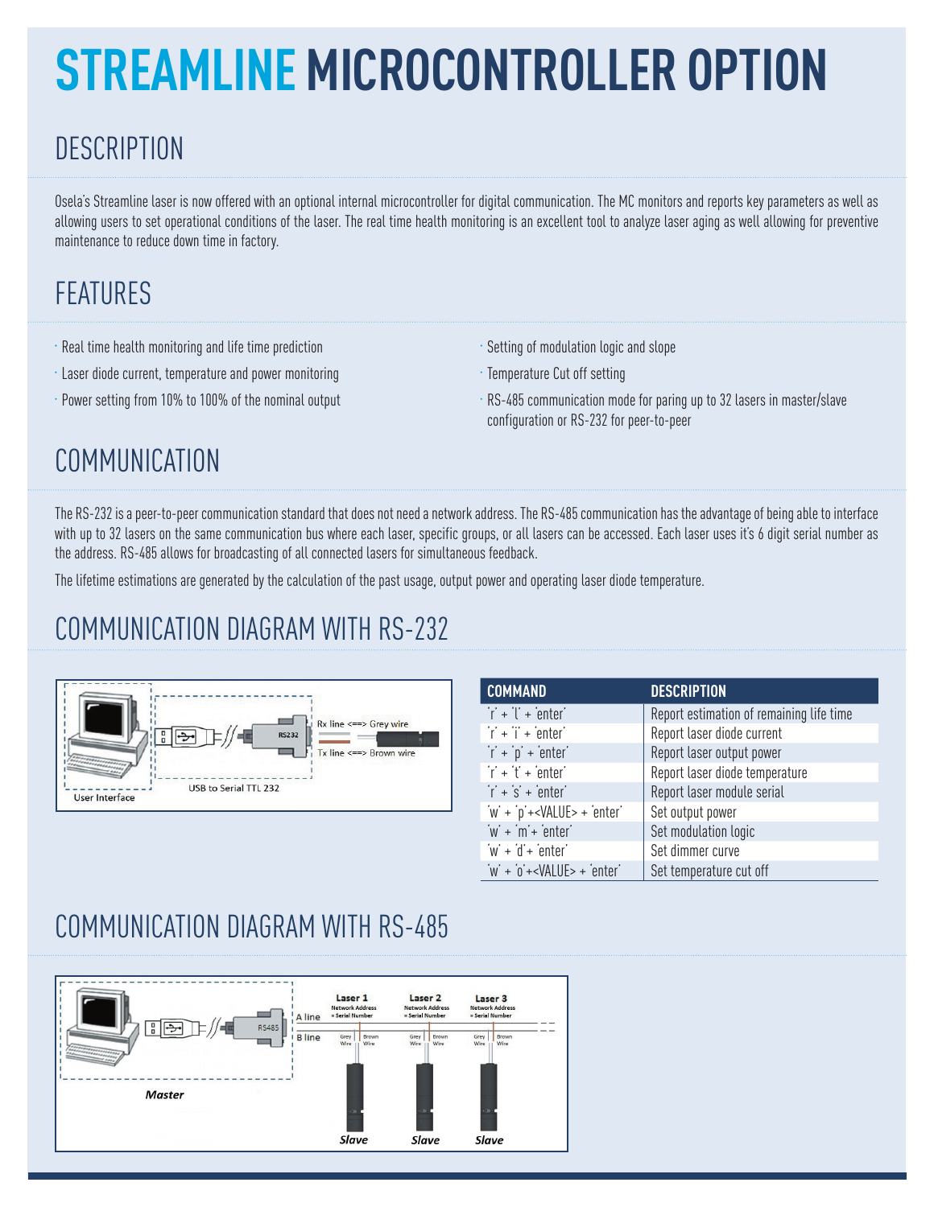# STREAMLINE MICROCONTROLLER OPTION

## DESCRIPTION

Osela's Streamline laser is now offered with an optional internal microcontroller for digital communication. The MC monitors and reports key parameters as well as allowing users to set operational conditions of the laser. The real time health monitoring is an excellent tool to analyze laser aging as well allowing for preventive maintenance to reduce down time in factory.

## FEATURES

- Real time health monitoring and life time prediction
- Laser diode current, temperature and power monitoring
- Power setting from 10% to 100% of the nominal output
- Setting of modulation logic and slope
- Temperature Cut off setting
- RS-485 communication mode for paring up to 32 lasers in master/slave configuration or RS-232 for peer-to-peer

## COMMUNICATION

The RS-232 is a peer-to-peer communication standard that does not need a network address. The RS-485 communication has the advantage of being able to interface with up to 32 lasers on the same communication bus where each laser, specific groups, or all lasers can be accessed. Each laser uses it's 6 digit serial number as the address. RS-485 allows for broadcasting of all connected lasers for simultaneous feedback.

The lifetime estimations are generated by the calculation of the past usage, output power and operating laser diode temperature.

## COMMUNICATION DIAGRAM WITH RS-232

| COMMAND | DESCRIPTION |
|---|---|
| 'r' + 'l' + 'enter' | Report estimation of remaining life time |
| 'r' + 'i' + 'enter' | Report laser diode current |
| 'r' + 'p' + 'enter' | Report laser output power |
| 'r' + 't' + 'enter' | Report laser diode temperature |
| 'r' + 's' + 'enter' | Report laser module serial |
| 'w' + 'p'+<VALUE> + 'enter' | Set output power |
| 'w' + 'm'+ 'enter' | Set modulation logic |
| 'w' + 'd'+ 'enter' | Set dimmer curve |
| 'w' + 'o'+<VALUE> + 'enter' | Set temperature cut off |

## COMMUNICATION DIAGRAM WITH RS-485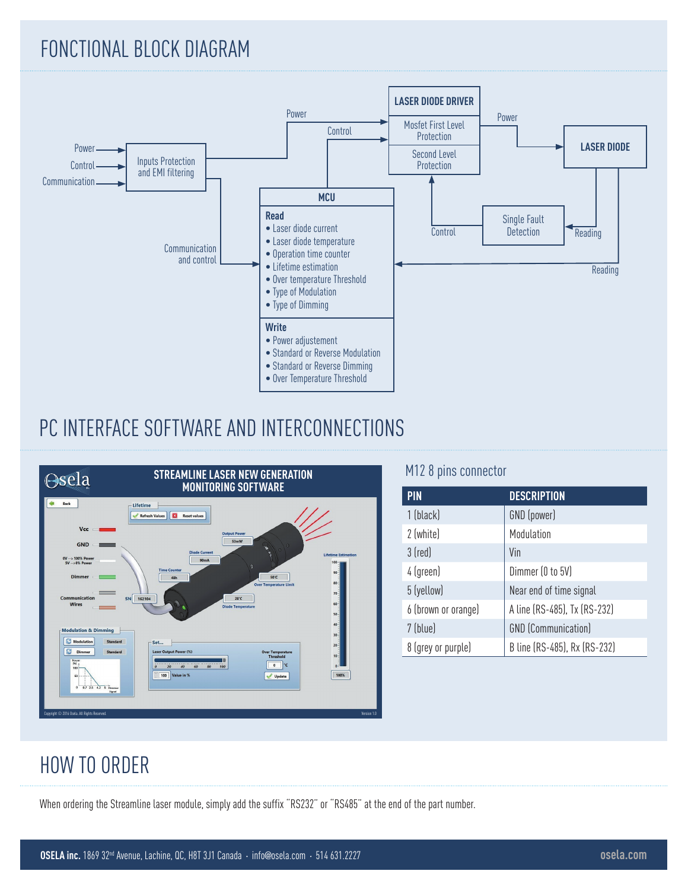## FONCTIONAL BLOCK DIAGRAM

Power
Control
Communication

Inputs Protection and EMI filtering

Power
Control

LASER DIODE DRIVER
Mosfet First Level Protection
Second Level Protection

Power

LASER DIODE

Communication and control

MCU

**Read**
- Laser diode current
- Laser diode temperature
- Operation time counter
- Lifetime estimation
- Over temperature Threshold
- Type of Modulation
- Type of Dimming

**Write**
- Power adjustement
- Standard or Reverse Modulation
- Standard or Reverse Dimming
- Over Temperature Threshold

Control
Single Fault Detection
Reading
Reading

## PC INTERFACE SOFTWARE AND INTERCONNECTIONS

STREAMLINE LASER NEW GENERATION MONITORING SOFTWARE

### M12 8 pins connector

| PIN | DESCRIPTION |
|---|---|
| 1 (black) | GND (power) |
| 2 (white) | Modulation |
| 3 (red) | Vin |
| 4 (green) | Dimmer (0 to 5V) |
| 5 (yellow) | Near end of time signal |
| 6 (brown or orange) | A line (RS-485), Tx (RS-232) |
| 7 (blue) | GND (Communication) |
| 8 (grey or purple) | B line (RS-485), Rx (RS-232) |

## HOW TO ORDER

When ordering the Streamline laser module, simply add the suffix "RS232" or "RS485" at the end of the part number.

**OSELA inc.** 1869 32nd Avenue, Lachine, QC, H8T 3J1 Canada · info@osela.com · 514 631.2227 **osela.com**